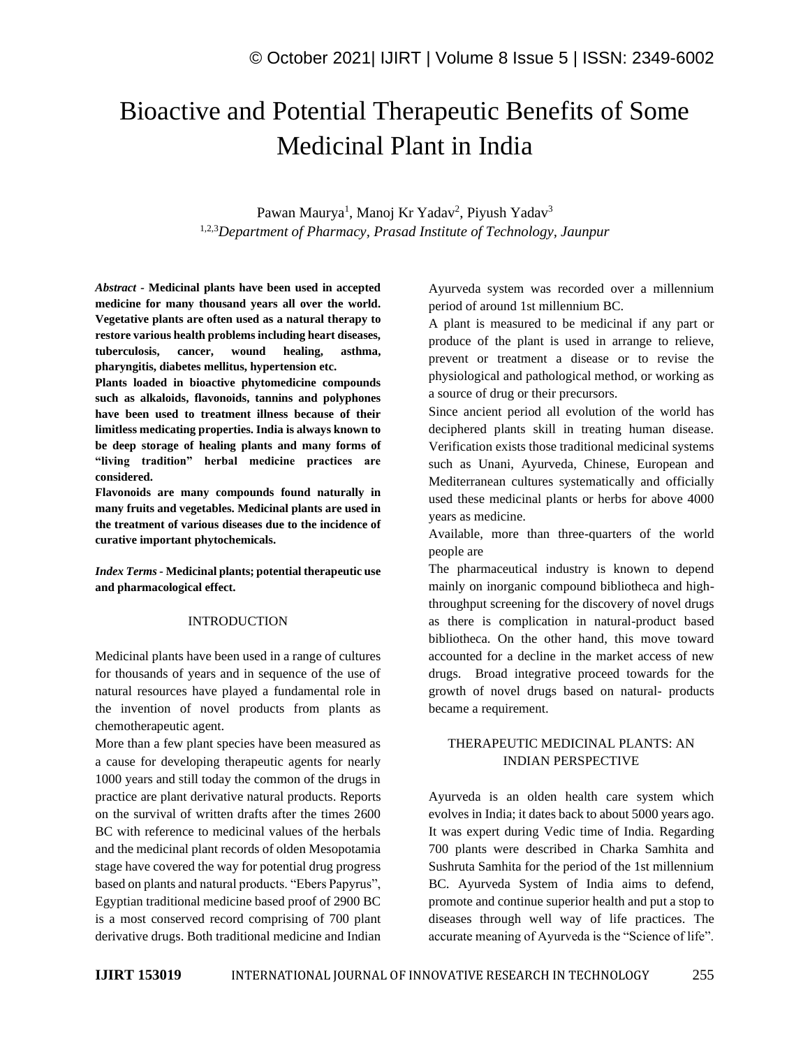# Bioactive and Potential Therapeutic Benefits of Some Medicinal Plant in India

Pawan Maurya[1], Manoj Kr Yadav[2], Piyush Yadav[3]

[1,2,3]*Department of Pharmacy, Prasad Institute of Technology, Jaunpur*

***Abstract* - Medicinal plants have been used in accepted medicine for many thousand years all over the world. Vegetative plants are often used as a natural therapy to restore various health problems including heart diseases, tuberculosis, cancer, wound healing, asthma, pharyngitis, diabetes mellitus, hypertension etc.**

**Plants loaded in bioactive phytomedicine compounds such as alkaloids, flavonoids, tannins and polyphones have been used to treatment illness because of their limitless medicating properties. India is always known to be deep storage of healing plants and many forms of "living tradition" herbal medicine practices are considered.**

**Flavonoids are many compounds found naturally in many fruits and vegetables. Medicinal plants are used in the treatment of various diseases due to the incidence of curative important phytochemicals.**

***Index Terms* - Medicinal plants; potential therapeutic use and pharmacological effect.**

## INTRODUCTION

Medicinal plants have been used in a range of cultures for thousands of years and in sequence of the use of natural resources have played a fundamental role in the invention of novel products from plants as chemotherapeutic agent.

More than a few plant species have been measured as a cause for developing therapeutic agents for nearly 1000 years and still today the common of the drugs in practice are plant derivative natural products. Reports on the survival of written drafts after the times 2600 BC with reference to medicinal values of the herbals and the medicinal plant records of olden Mesopotamia stage have covered the way for potential drug progress based on plants and natural products. "Ebers Papyrus", Egyptian traditional medicine based proof of 2900 BC is a most conserved record comprising of 700 plant derivative drugs. Both traditional medicine and Indian Ayurveda system was recorded over a millennium period of around 1st millennium BC.

A plant is measured to be medicinal if any part or produce of the plant is used in arrange to relieve, prevent or treatment a disease or to revise the physiological and pathological method, or working as a source of drug or their precursors.

Since ancient period all evolution of the world has deciphered plants skill in treating human disease. Verification exists those traditional medicinal systems such as Unani, Ayurveda, Chinese, European and Mediterranean cultures systematically and officially used these medicinal plants or herbs for above 4000 years as medicine.

Available, more than three-quarters of the world people are

The pharmaceutical industry is known to depend mainly on inorganic compound bibliotheca and high-throughput screening for the discovery of novel drugs as there is complication in natural-product based bibliotheca. On the other hand, this move toward accounted for a decline in the market access of new drugs. Broad integrative proceed towards for the growth of novel drugs based on natural- products became a requirement.

## THERAPEUTIC MEDICINAL PLANTS: AN INDIAN PERSPECTIVE

Ayurveda is an olden health care system which evolves in India; it dates back to about 5000 years ago. It was expert during Vedic time of India. Regarding 700 plants were described in Charka Samhita and Sushruta Samhita for the period of the 1st millennium BC. Ayurveda System of India aims to defend, promote and continue superior health and put a stop to diseases through well way of life practices. The accurate meaning of Ayurveda is the "Science of life".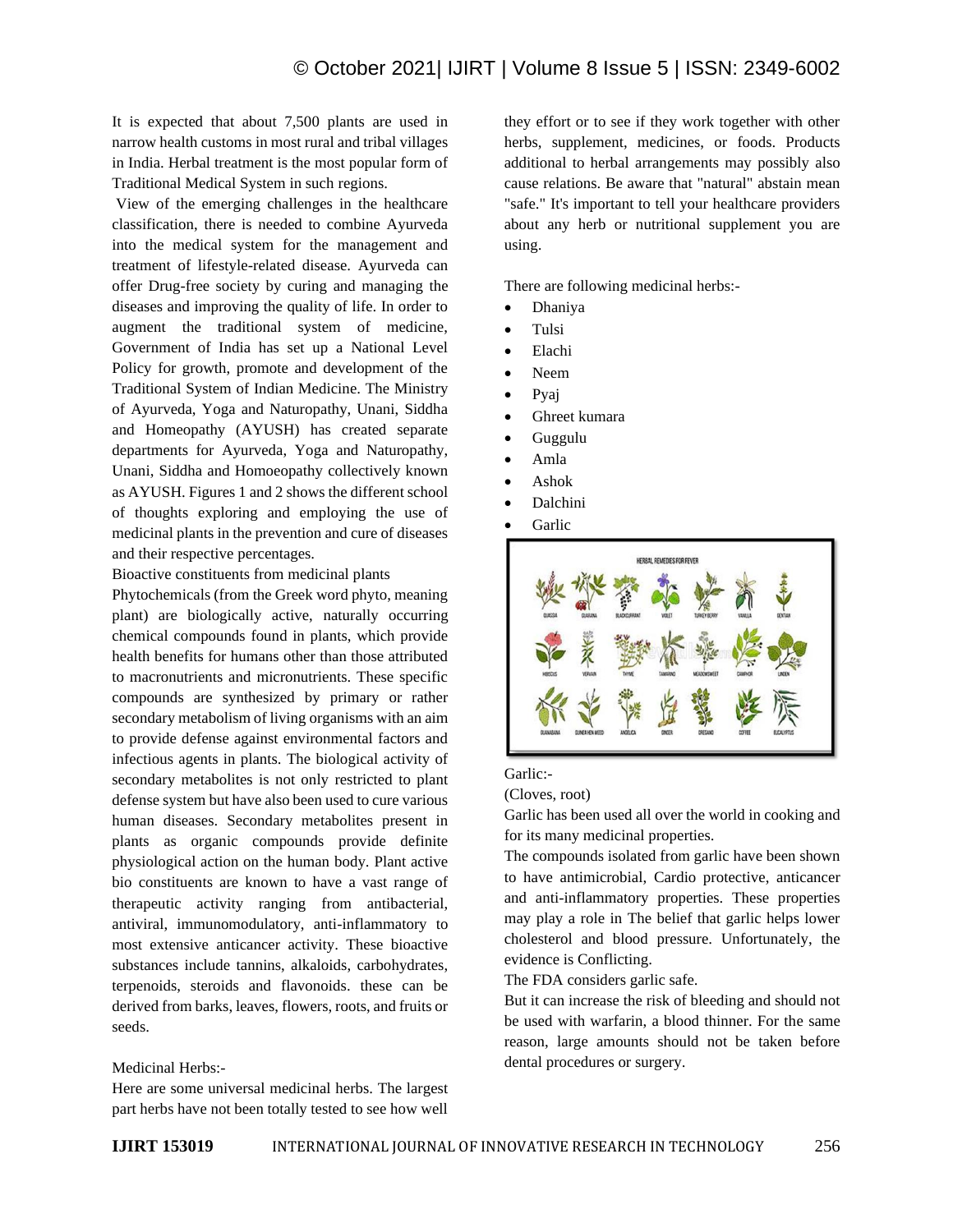It is expected that about 7,500 plants are used in narrow health customs in most rural and tribal villages in India. Herbal treatment is the most popular form of Traditional Medical System in such regions.

View of the emerging challenges in the healthcare classification, there is needed to combine Ayurveda into the medical system for the management and treatment of lifestyle-related disease. Ayurveda can offer Drug-free society by curing and managing the diseases and improving the quality of life. In order to augment the traditional system of medicine, Government of India has set up a National Level Policy for growth, promote and development of the Traditional System of Indian Medicine. The Ministry of Ayurveda, Yoga and Naturopathy, Unani, Siddha and Homeopathy (AYUSH) has created separate departments for Ayurveda, Yoga and Naturopathy, Unani, Siddha and Homoeopathy collectively known as AYUSH. Figures 1 and 2 shows the different school of thoughts exploring and employing the use of medicinal plants in the prevention and cure of diseases and their respective percentages.

Bioactive constituents from medicinal plants

Phytochemicals (from the Greek word phyto, meaning plant) are biologically active, naturally occurring chemical compounds found in plants, which provide health benefits for humans other than those attributed to macronutrients and micronutrients. These specific compounds are synthesized by primary or rather secondary metabolism of living organisms with an aim to provide defense against environmental factors and infectious agents in plants. The biological activity of secondary metabolites is not only restricted to plant defense system but have also been used to cure various human diseases. Secondary metabolites present in plants as organic compounds provide definite physiological action on the human body. Plant active bio constituents are known to have a vast range of therapeutic activity ranging from antibacterial, antiviral, immunomodulatory, anti-inflammatory to most extensive anticancer activity. These bioactive substances include tannins, alkaloids, carbohydrates, terpenoids, steroids and flavonoids. these can be derived from barks, leaves, flowers, roots, and fruits or seeds.

Medicinal Herbs:-

Here are some universal medicinal herbs. The largest part herbs have not been totally tested to see how well they effort or to see if they work together with other herbs, supplement, medicines, or foods. Products additional to herbal arrangements may possibly also cause relations. Be aware that "natural" abstain mean "safe." It's important to tell your healthcare providers about any herb or nutritional supplement you are using.

There are following medicinal herbs:-

- Dhaniya
- Tulsi
- Elachi
- Neem
- Pyaj
- Ghreet kumara
- Guggulu
- Amla
- Ashok
- Dalchini
- Garlic

Garlic:-

(Cloves, root)

Garlic has been used all over the world in cooking and for its many medicinal properties.

The compounds isolated from garlic have been shown to have antimicrobial, Cardio protective, anticancer and anti-inflammatory properties. These properties may play a role in The belief that garlic helps lower cholesterol and blood pressure. Unfortunately, the evidence is Conflicting.

The FDA considers garlic safe.

But it can increase the risk of bleeding and should not be used with warfarin, a blood thinner. For the same reason, large amounts should not be taken before dental procedures or surgery.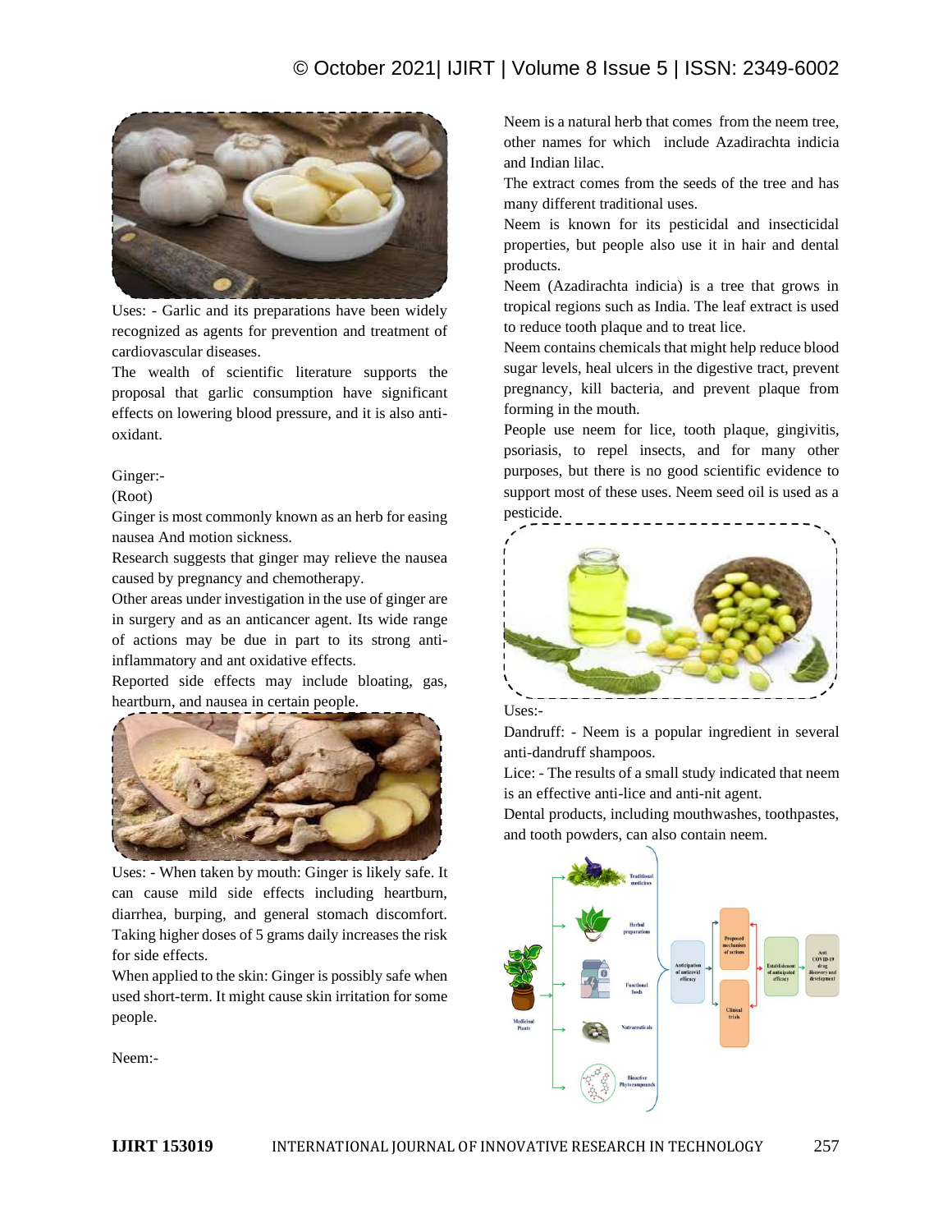Uses: - Garlic and its preparations have been widely recognized as agents for prevention and treatment of cardiovascular diseases.

The wealth of scientific literature supports the proposal that garlic consumption have significant effects on lowering blood pressure, and it is also anti-oxidant.

Ginger:-

(Root)

Ginger is most commonly known as an herb for easing nausea And motion sickness.

Research suggests that ginger may relieve the nausea caused by pregnancy and chemotherapy.

Other areas under investigation in the use of ginger are in surgery and as an anticancer agent. Its wide range of actions may be due in part to its strong anti-inflammatory and ant oxidative effects.

Reported side effects may include bloating, gas, heartburn, and nausea in certain people.

Uses: - When taken by mouth: Ginger is likely safe. It can cause mild side effects including heartburn, diarrhea, burping, and general stomach discomfort. Taking higher doses of 5 grams daily increases the risk for side effects.

When applied to the skin: Ginger is possibly safe when used short-term. It might cause skin irritation for some people.

Neem:-

Neem is a natural herb that comes from the neem tree, other names for which include Azadirachta indicia and Indian lilac.

The extract comes from the seeds of the tree and has many different traditional uses.

Neem is known for its pesticidal and insecticidal properties, but people also use it in hair and dental products.

Neem (Azadirachta indicia) is a tree that grows in tropical regions such as India. The leaf extract is used to reduce tooth plaque and to treat lice.

Neem contains chemicals that might help reduce blood sugar levels, heal ulcers in the digestive tract, prevent pregnancy, kill bacteria, and prevent plaque from forming in the mouth.

People use neem for lice, tooth plaque, gingivitis, psoriasis, to repel insects, and for many other purposes, but there is no good scientific evidence to support most of these uses. Neem seed oil is used as a pesticide.

Uses:-

Dandruff: - Neem is a popular ingredient in several anti-dandruff shampoos.

Lice: - The results of a small study indicated that neem is an effective anti-lice and anti-nit agent.

Dental products, including mouthwashes, toothpastes, and tooth powders, can also contain neem.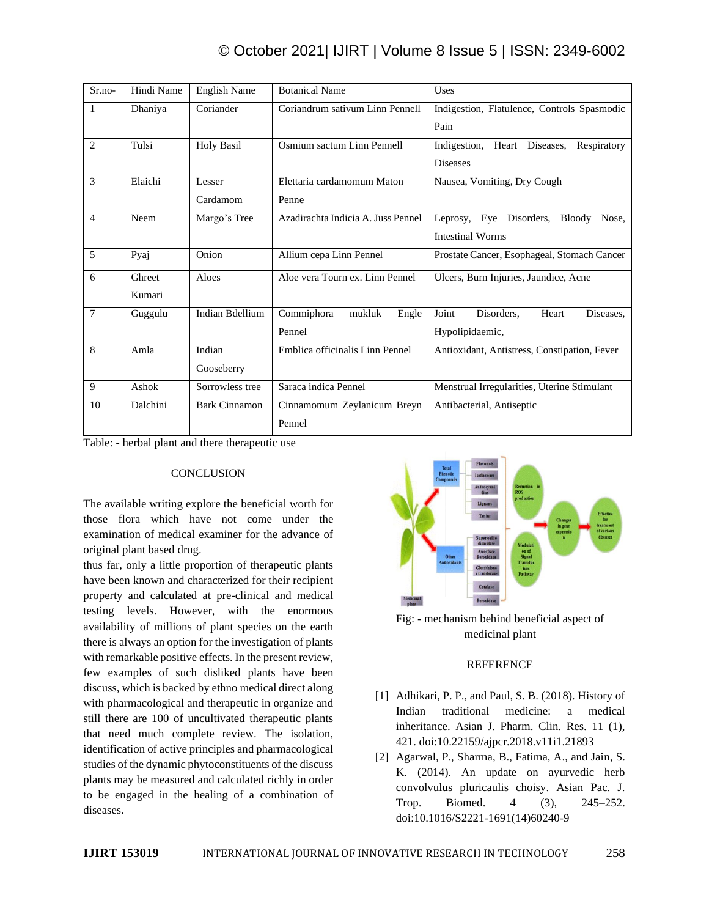| Sr.no- | Hindi Name | English Name | Botanical Name | Uses |
| --- | --- | --- | --- | --- |
| 1 | Dhaniya | Coriander | Coriandrum sativum Linn Pennell | Indigestion, Flatulence, Controls Spasmodic Pain |
| 2 | Tulsi | Holy Basil | Osmium sactum Linn Pennell | Indigestion, Heart Diseases, Respiratory Diseases |
| 3 | Elaichi | Lesser Cardamom | Elettaria cardamomum Maton Penne | Nausea, Vomiting, Dry Cough |
| 4 | Neem | Margo's Tree | Azadirachta Indicia A. Juss Pennel | Leprosy, Eye Disorders, Bloody Nose, Intestinal Worms |
| 5 | Pyaj | Onion | Allium cepa Linn Pennel | Prostate Cancer, Esophageal, Stomach Cancer |
| 6 | Ghreet Kumari | Aloes | Aloe vera Tourn ex. Linn Pennel | Ulcers, Burn Injuries, Jaundice, Acne |
| 7 | Guggulu | Indian Bdellium | Commiphora mukluk Engle Pennel | Joint Disorders, Heart Diseases, Hypolipidaemic, |
| 8 | Amla | Indian Gooseberry | Emblica officinalis Linn Pennel | Antioxidant, Antistress, Constipation, Fever |
| 9 | Ashok | Sorrowless tree | Saraca indica Pennel | Menstrual Irregularities, Uterine Stimulant |
| 10 | Dalchini | Bark Cinnamon | Cinnamomum Zeylanicum Breyn Pennel | Antibacterial, Antiseptic |

Table: - herbal plant and there therapeutic use

## CONCLUSION

The available writing explore the beneficial worth for those flora which have not come under the examination of medical examiner for the advance of original plant based drug.

thus far, only a little proportion of therapeutic plants have been known and characterized for their recipient property and calculated at pre-clinical and medical testing levels. However, with the enormous availability of millions of plant species on the earth there is always an option for the investigation of plants with remarkable positive effects. In the present review, few examples of such disliked plants have been discuss, which is backed by ethno medical direct along with pharmacological and therapeutic in organize and still there are 100 of uncultivated therapeutic plants that need much complete review. The isolation, identification of active principles and pharmacological studies of the dynamic phytoconstituents of the discuss plants may be measured and calculated richly in order to be engaged in the healing of a combination of diseases.

Fig: - mechanism behind beneficial aspect of medicinal plant

## REFERENCE

[1] Adhikari, P. P., and Paul, S. B. (2018). History of Indian traditional medicine: a medical inheritance. Asian J. Pharm. Clin. Res. 11 (1), 421. doi:10.22159/ajpcr.2018.v11i1.21893

[2] Agarwal, P., Sharma, B., Fatima, A., and Jain, S. K. (2014). An update on ayurvedic herb convolvulus pluricaulis choisy. Asian Pac. J. Trop. Biomed. 4 (3), 245–252. doi:10.1016/S2221-1691(14)60240-9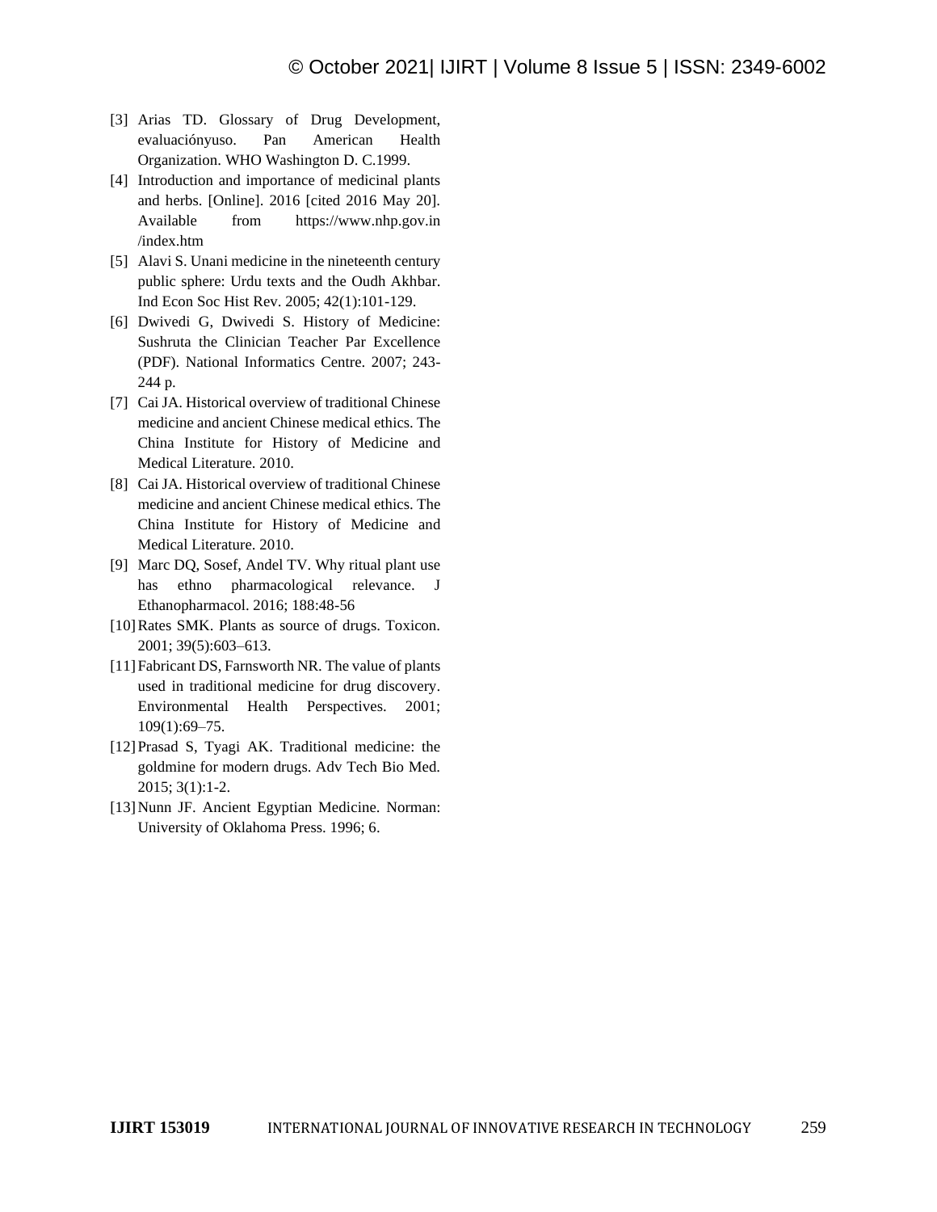[3] Arias TD. Glossary of Drug Development, evaluaciónyuso. Pan American Health Organization. WHO Washington D. C.1999.

[4] Introduction and importance of medicinal plants and herbs. [Online]. 2016 [cited 2016 May 20]. Available from https://www.nhp.gov.in /index.htm

[5] Alavi S. Unani medicine in the nineteenth century public sphere: Urdu texts and the Oudh Akhbar. Ind Econ Soc Hist Rev. 2005; 42(1):101-129.

[6] Dwivedi G, Dwivedi S. History of Medicine: Sushruta the Clinician Teacher Par Excellence (PDF). National Informatics Centre. 2007; 243-244 p.

[7] Cai JA. Historical overview of traditional Chinese medicine and ancient Chinese medical ethics. The China Institute for History of Medicine and Medical Literature. 2010.

[8] Cai JA. Historical overview of traditional Chinese medicine and ancient Chinese medical ethics. The China Institute for History of Medicine and Medical Literature. 2010.

[9] Marc DQ, Sosef, Andel TV. Why ritual plant use has ethno pharmacological relevance. J Ethanopharmacol. 2016; 188:48-56

[10] Rates SMK. Plants as source of drugs. Toxicon. 2001; 39(5):603–613.

[11] Fabricant DS, Farnsworth NR. The value of plants used in traditional medicine for drug discovery. Environmental Health Perspectives. 2001; 109(1):69–75.

[12] Prasad S, Tyagi AK. Traditional medicine: the goldmine for modern drugs. Adv Tech Bio Med. 2015; 3(1):1-2.

[13] Nunn JF. Ancient Egyptian Medicine. Norman: University of Oklahoma Press. 1996; 6.